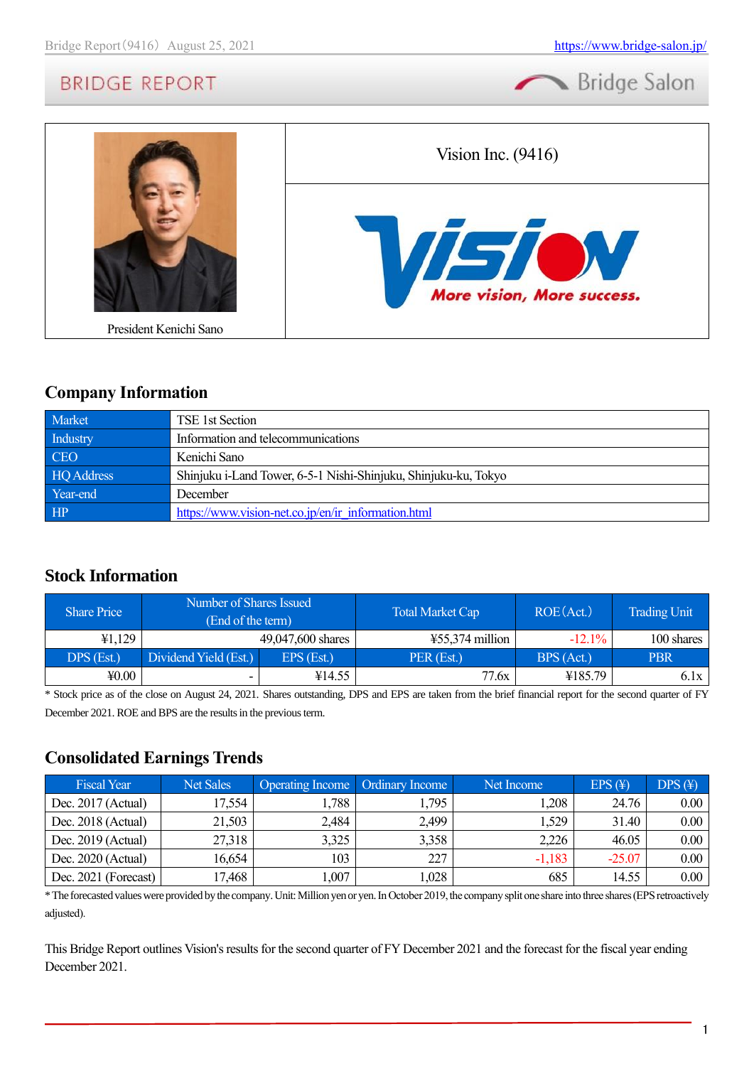President Kenichi Sano

Vision Inc. (9416)

More vision, More success.

## Company Information

| | |
|---|---|
| Market | TSE 1st Section |
| Industry | Information and telecommunications |
| CEO | Kenichi Sano |
| HQ Address | Shinjuku i-Land Tower, 6-5-1 Nishi-Shinjuku, Shinjuku-ku, Tokyo |
| Year-end | December |
| HP | https://www.vision-net.co.jp/en/ir_information.html |

## Stock Information

| Share Price | Number of Shares Issued (End of the term) | | Total Market Cap | ROE (Act.) | Trading Unit |
|---|---|---|---|---|---|
| ¥1,129 | 49,047,600 shares | | ¥55,374 million | -12.1% | 100 shares |
| DPS (Est.) | Dividend Yield (Est.) | EPS (Est.) | PER (Est.) | BPS (Act.) | PBR |
| ¥0.00 | - | ¥14.55 | 77.6x | ¥185.79 | 6.1x |

* Stock price as of the close on August 24, 2021. Shares outstanding, DPS and EPS are taken from the brief financial report for the second quarter of FY December 2021. ROE and BPS are the results in the previous term.

## Consolidated Earnings Trends

| Fiscal Year | Net Sales | Operating Income | Ordinary Income | Net Income | EPS (¥) | DPS (¥) |
|---|---|---|---|---|---|---|
| Dec. 2017 (Actual) | 17,554 | 1,788 | 1,795 | 1,208 | 24.76 | 0.00 |
| Dec. 2018 (Actual) | 21,503 | 2,484 | 2,499 | 1,529 | 31.40 | 0.00 |
| Dec. 2019 (Actual) | 27,318 | 3,325 | 3,358 | 2,226 | 46.05 | 0.00 |
| Dec. 2020 (Actual) | 16,654 | 103 | 227 | -1,183 | -25.07 | 0.00 |
| Dec. 2021 (Forecast) | 17,468 | 1,007 | 1,028 | 685 | 14.55 | 0.00 |

* The forecasted values were provided by the company. Unit: Million yen or yen. In October 2019, the company split one share into three shares (EPS retroactively adjusted).

This Bridge Report outlines Vision's results for the second quarter of FY December 2021 and the forecast for the fiscal year ending December 2021.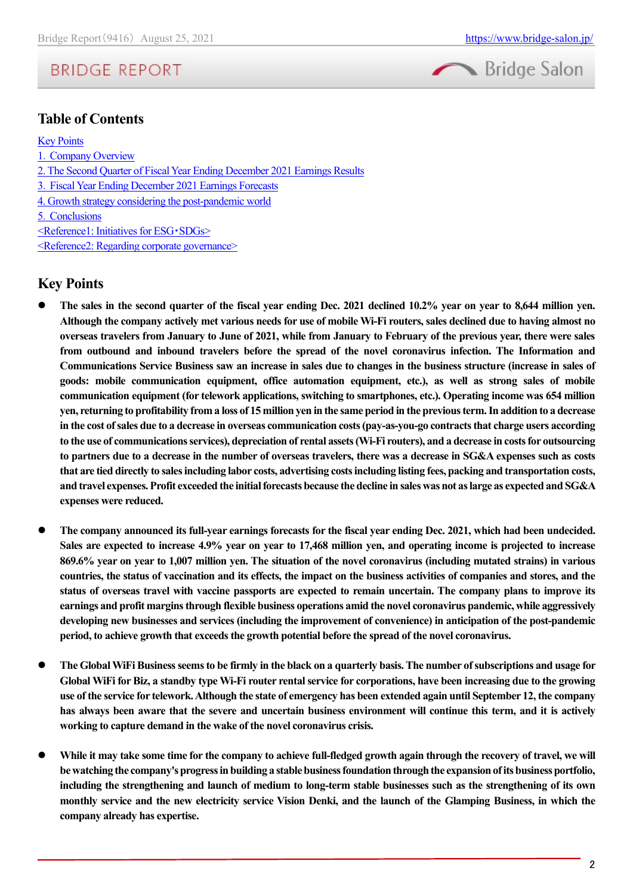## Table of Contents

[Key Points]
[1. Company Overview]
[2. The Second Quarter of Fiscal Year Ending December 2021 Earnings Results]
[3. Fiscal Year Ending December 2021 Earnings Forecasts]
[4. Growth strategy considering the post-pandemic world]
[5. Conclusions]
[<Reference1: Initiatives for ESG・SDGs>]
[<Reference2: Regarding corporate governance>]

## Key Points

- **The sales in the second quarter of the fiscal year ending Dec. 2021 declined 10.2% year on year to 8,644 million yen. Although the company actively met various needs for use of mobile Wi-Fi routers, sales declined due to having almost no overseas travelers from January to June of 2021, while from January to February of the previous year, there were sales from outbound and inbound travelers before the spread of the novel coronavirus infection. The Information and Communications Service Business saw an increase in sales due to changes in the business structure (increase in sales of goods: mobile communication equipment, office automation equipment, etc.), as well as strong sales of mobile communication equipment (for telework applications, switching to smartphones, etc.). Operating income was 654 million yen, returning to profitability from a loss of 15 million yen in the same period in the previous term. In addition to a decrease in the cost of sales due to a decrease in overseas communication costs (pay-as-you-go contracts that charge users according to the use of communications services), depreciation of rental assets (Wi-Fi routers), and a decrease in costs for outsourcing to partners due to a decrease in the number of overseas travelers, there was a decrease in SG&A expenses such as costs that are tied directly to sales including labor costs, advertising costs including listing fees, packing and transportation costs, and travel expenses. Profit exceeded the initial forecasts because the decline in sales was not as large as expected and SG&A expenses were reduced.**

- **The company announced its full-year earnings forecasts for the fiscal year ending Dec. 2021, which had been undecided. Sales are expected to increase 4.9% year on year to 17,468 million yen, and operating income is projected to increase 869.6% year on year to 1,007 million yen. The situation of the novel coronavirus (including mutated strains) in various countries, the status of vaccination and its effects, the impact on the business activities of companies and stores, and the status of overseas travel with vaccine passports are expected to remain uncertain. The company plans to improve its earnings and profit margins through flexible business operations amid the novel coronavirus pandemic, while aggressively developing new businesses and services (including the improvement of convenience) in anticipation of the post-pandemic period, to achieve growth that exceeds the growth potential before the spread of the novel coronavirus.**

- **The Global WiFi Business seems to be firmly in the black on a quarterly basis. The number of subscriptions and usage for Global WiFi for Biz, a standby type Wi-Fi router rental service for corporations, have been increasing due to the growing use of the service for telework. Although the state of emergency has been extended again until September 12, the company has always been aware that the severe and uncertain business environment will continue this term, and it is actively working to capture demand in the wake of the novel coronavirus crisis.**

- **While it may take some time for the company to achieve full-fledged growth again through the recovery of travel, we will be watching the company's progress in building a stable business foundation through the expansion of its business portfolio, including the strengthening and launch of medium to long-term stable businesses such as the strengthening of its own monthly service and the new electricity service Vision Denki, and the launch of the Glamping Business, in which the company already has expertise.**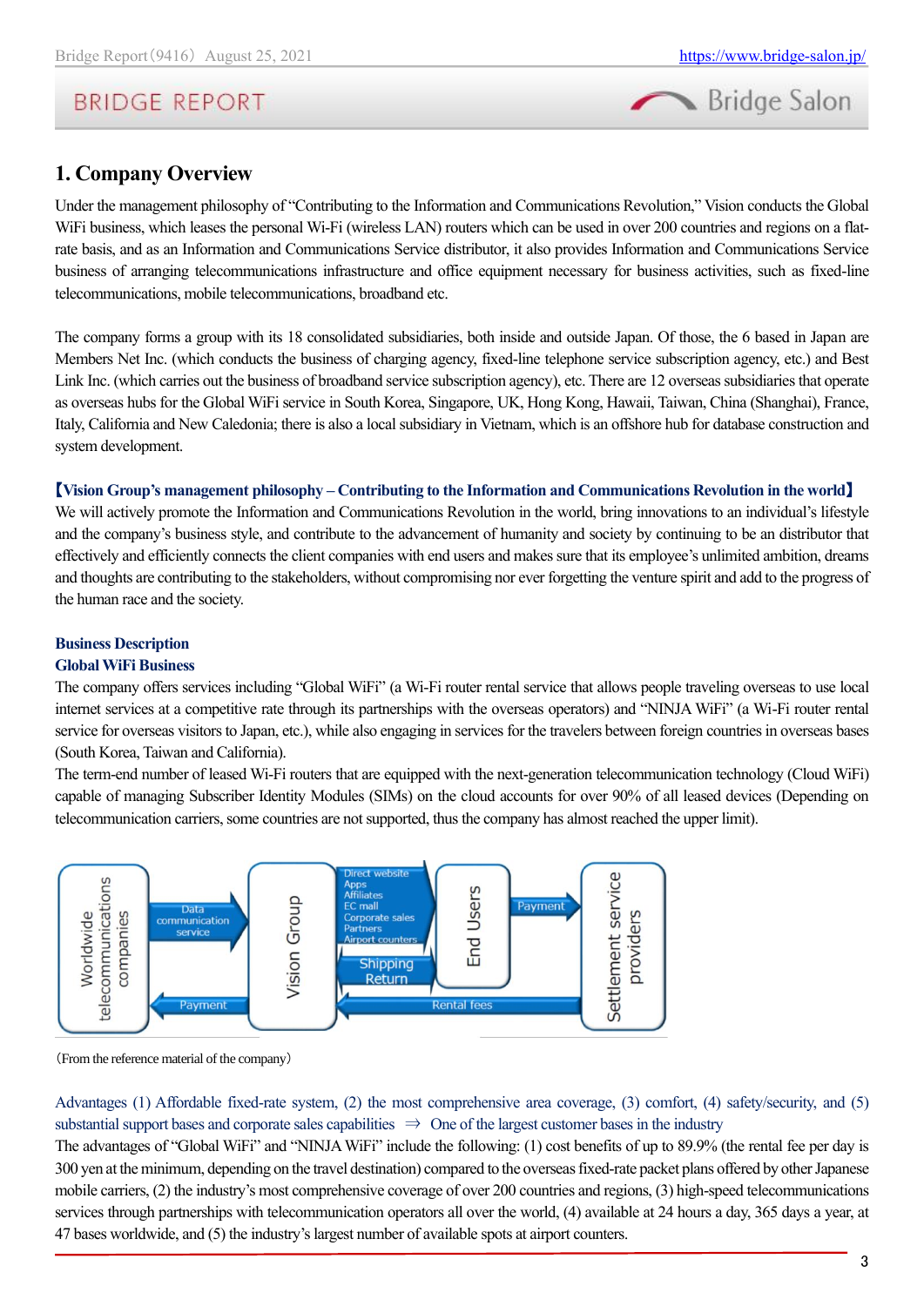## 1. Company Overview

Under the management philosophy of "Contributing to the Information and Communications Revolution," Vision conducts the Global WiFi business, which leases the personal Wi-Fi (wireless LAN) routers which can be used in over 200 countries and regions on a flat-rate basis, and as an Information and Communications Service distributor, it also provides Information and Communications Service business of arranging telecommunications infrastructure and office equipment necessary for business activities, such as fixed-line telecommunications, mobile telecommunications, broadband etc.

The company forms a group with its 18 consolidated subsidiaries, both inside and outside Japan. Of those, the 6 based in Japan are Members Net Inc. (which conducts the business of charging agency, fixed-line telephone service subscription agency, etc.) and Best Link Inc. (which carries out the business of broadband service subscription agency), etc. There are 12 overseas subsidiaries that operate as overseas hubs for the Global WiFi service in South Korea, Singapore, UK, Hong Kong, Hawaii, Taiwan, China (Shanghai), France, Italy, California and New Caledonia; there is also a local subsidiary in Vietnam, which is an offshore hub for database construction and system development.

**【Vision Group's management philosophy – Contributing to the Information and Communications Revolution in the world】**
We will actively promote the Information and Communications Revolution in the world, bring innovations to an individual's lifestyle and the company's business style, and contribute to the advancement of humanity and society by continuing to be an distributor that effectively and efficiently connects the client companies with end users and makes sure that its employee's unlimited ambition, dreams and thoughts are contributing to the stakeholders, without compromising nor ever forgetting the venture spirit and add to the progress of the human race and the society.

**Business Description**
**Global WiFi Business**
The company offers services including "Global WiFi" (a Wi-Fi router rental service that allows people traveling overseas to use local internet services at a competitive rate through its partnerships with the overseas operators) and "NINJA WiFi" (a Wi-Fi router rental service for overseas visitors to Japan, etc.), while also engaging in services for the travelers between foreign countries in overseas bases (South Korea, Taiwan and California).
The term-end number of leased Wi-Fi routers that are equipped with the next-generation telecommunication technology (Cloud WiFi) capable of managing Subscriber Identity Modules (SIMs) on the cloud accounts for over 90% of all leased devices (Depending on telecommunication carriers, some countries are not supported, thus the company has almost reached the upper limit).

Worldwide telecommunications companies → Data communication service → Vision Group
Vision Group → Payment → Worldwide telecommunications companies
Vision Group → Direct website / Apps / Affiliates / EC mall / Corporate sales / Partners / Airport counters → End Users
Vision Group ⇄ Shipping / Return ⇄ End Users
End Users → Payment → Settlement service providers
Settlement service providers → Rental fees → Vision Group

(From the reference material of the company)

Advantages (1) Affordable fixed-rate system, (2) the most comprehensive area coverage, (3) comfort, (4) safety/security, and (5) substantial support bases and corporate sales capabilities ⇒ One of the largest customer bases in the industry
The advantages of "Global WiFi" and "NINJA WiFi" include the following: (1) cost benefits of up to 89.9% (the rental fee per day is 300 yen at the minimum, depending on the travel destination) compared to the overseas fixed-rate packet plans offered by other Japanese mobile carriers, (2) the industry's most comprehensive coverage of over 200 countries and regions, (3) high-speed telecommunications services through partnerships with telecommunication operators all over the world, (4) available at 24 hours a day, 365 days a year, at 47 bases worldwide, and (5) the industry's largest number of available spots at airport counters.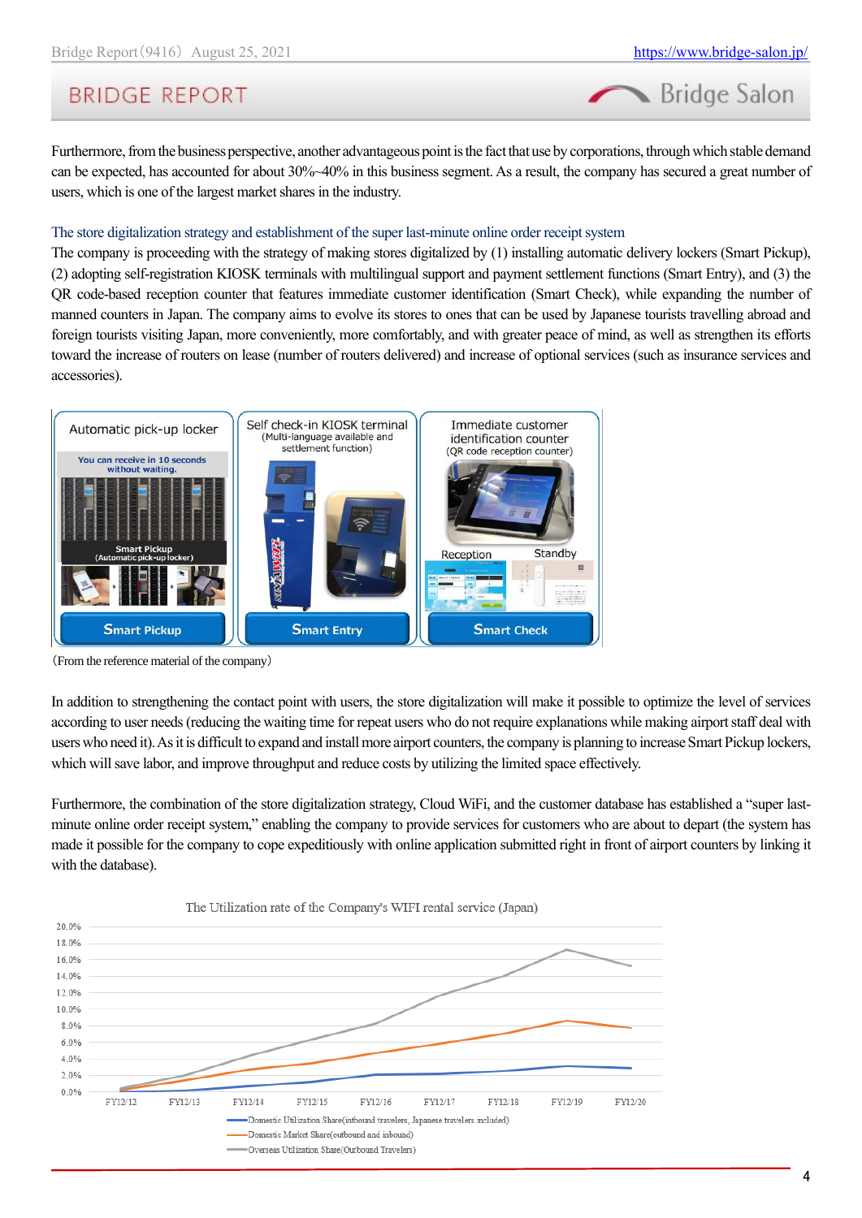Furthermore, from the business perspective, another advantageous point is the fact that use by corporations, through which stable demand can be expected, has accounted for about 30%~40% in this business segment. As a result, the company has secured a great number of users, which is one of the largest market shares in the industry.

### The store digitalization strategy and establishment of the super last-minute online order receipt system

The company is proceeding with the strategy of making stores digitalized by (1) installing automatic delivery lockers (Smart Pickup), (2) adopting self-registration KIOSK terminals with multilingual support and payment settlement functions (Smart Entry), and (3) the QR code-based reception counter that features immediate customer identification (Smart Check), while expanding the number of manned counters in Japan. The company aims to evolve its stores to ones that can be used by Japanese tourists travelling abroad and foreign tourists visiting Japan, more conveniently, more comfortably, and with greater peace of mind, as well as strengthen its efforts toward the increase of routers on lease (number of routers delivered) and increase of optional services (such as insurance services and accessories).

Automatic pick-up locker — You can receive in 10 seconds without waiting. Smart Pickup (Automatic pick-up locker) — **Smart Pickup**

Self check-in KIOSK terminal (Multi-language available and settlement function) — **Smart Entry**

Immediate customer identification counter (QR code reception counter) — Reception / Standby — **Smart Check**

(From the reference material of the company)

In addition to strengthening the contact point with users, the store digitalization will make it possible to optimize the level of services according to user needs (reducing the waiting time for repeat users who do not require explanations while making airport staff deal with users who need it). As it is difficult to expand and install more airport counters, the company is planning to increase Smart Pickup lockers, which will save labor, and improve throughput and reduce costs by utilizing the limited space effectively.

Furthermore, the combination of the store digitalization strategy, Cloud WiFi, and the customer database has established a "super last-minute online order receipt system," enabling the company to provide services for customers who are about to depart (the system has made it possible for the company to cope expeditiously with online application submitted right in front of airport counters by linking it with the database).

**The Utilization rate of the Company's WIFI rental service (Japan)**

(Line chart, y-axis 0.0%–20.0%, x-axis FY12/12 to FY12/20)

- Domestic Utilization Share(inbound travelers, Japanese travelers included)
- Domestic Market Share(outbound and inbound)
- Overseas Utilization Share(Outbound Travelers)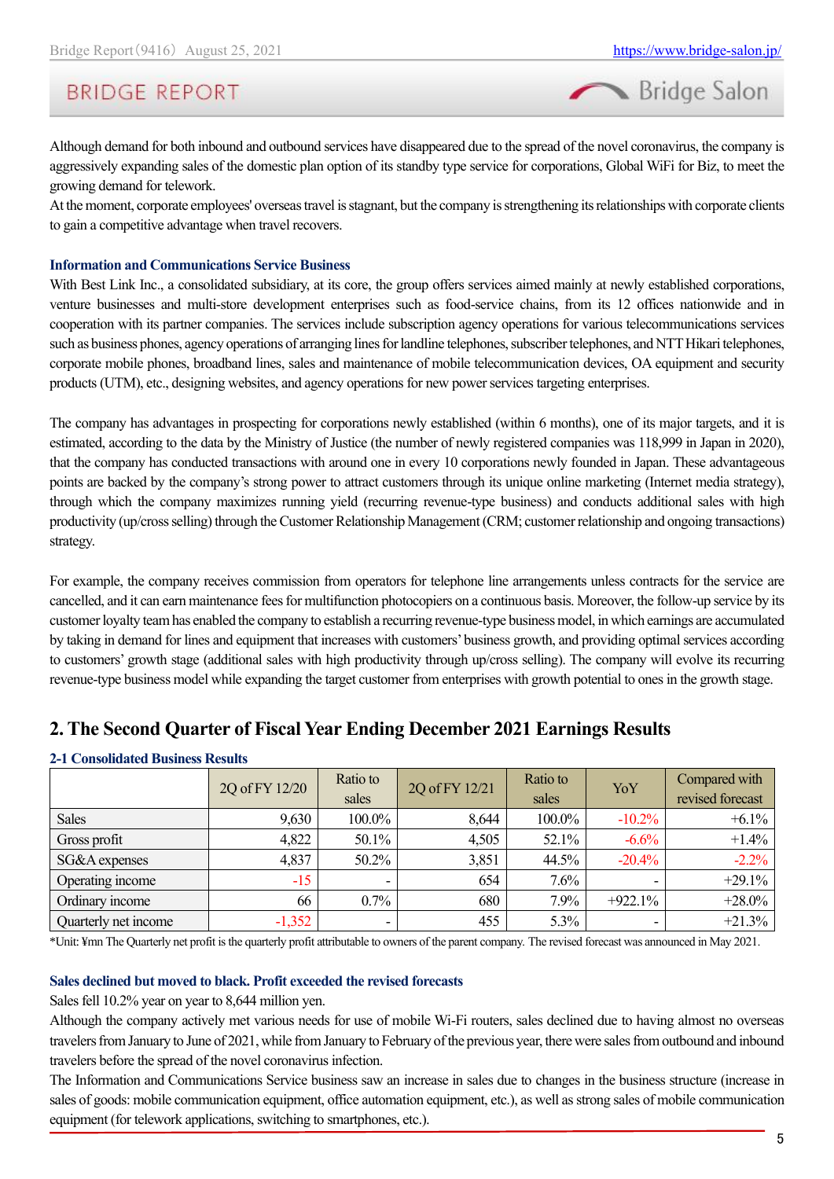Although demand for both inbound and outbound services have disappeared due to the spread of the novel coronavirus, the company is aggressively expanding sales of the domestic plan option of its standby type service for corporations, Global WiFi for Biz, to meet the growing demand for telework.
At the moment, corporate employees' overseas travel is stagnant, but the company is strengthening its relationships with corporate clients to gain a competitive advantage when travel recovers.

### Information and Communications Service Business

With Best Link Inc., a consolidated subsidiary, at its core, the group offers services aimed mainly at newly established corporations, venture businesses and multi-store development enterprises such as food-service chains, from its 12 offices nationwide and in cooperation with its partner companies. The services include subscription agency operations for various telecommunications services such as business phones, agency operations of arranging lines for landline telephones, subscriber telephones, and NTT Hikari telephones, corporate mobile phones, broadband lines, sales and maintenance of mobile telecommunication devices, OA equipment and security products (UTM), etc., designing websites, and agency operations for new power services targeting enterprises.

The company has advantages in prospecting for corporations newly established (within 6 months), one of its major targets, and it is estimated, according to the data by the Ministry of Justice (the number of newly registered companies was 118,999 in Japan in 2020), that the company has conducted transactions with around one in every 10 corporations newly founded in Japan. These advantageous points are backed by the company's strong power to attract customers through its unique online marketing (Internet media strategy), through which the company maximizes running yield (recurring revenue-type business) and conducts additional sales with high productivity (up/cross selling) through the Customer Relationship Management (CRM; customer relationship and ongoing transactions) strategy.

For example, the company receives commission from operators for telephone line arrangements unless contracts for the service are cancelled, and it can earn maintenance fees for multifunction photocopiers on a continuous basis. Moreover, the follow-up service by its customer loyalty team has enabled the company to establish a recurring revenue-type business model, in which earnings are accumulated by taking in demand for lines and equipment that increases with customers' business growth, and providing optimal services according to customers' growth stage (additional sales with high productivity through up/cross selling). The company will evolve its recurring revenue-type business model while expanding the target customer from enterprises with growth potential to ones in the growth stage.

## 2. The Second Quarter of Fiscal Year Ending December 2021 Earnings Results

### 2-1 Consolidated Business Results

| | 2Q of FY 12/20 | Ratio to sales | 2Q of FY 12/21 | Ratio to sales | YoY | Compared with revised forecast |
|---|---|---|---|---|---|---|
| Sales | 9,630 | 100.0% | 8,644 | 100.0% | -10.2% | +6.1% |
| Gross profit | 4,822 | 50.1% | 4,505 | 52.1% | -6.6% | +1.4% |
| SG&A expenses | 4,837 | 50.2% | 3,851 | 44.5% | -20.4% | -2.2% |
| Operating income | -15 | - | 654 | 7.6% | - | +29.1% |
| Ordinary income | 66 | 0.7% | 680 | 7.9% | +922.1% | +28.0% |
| Quarterly net income | -1,352 | - | 455 | 5.3% | - | +21.3% |

*Unit: ¥mn The Quarterly net profit is the quarterly profit attributable to owners of the parent company. The revised forecast was announced in May 2021.

### Sales declined but moved to black. Profit exceeded the revised forecasts

Sales fell 10.2% year on year to 8,644 million yen.
Although the company actively met various needs for use of mobile Wi-Fi routers, sales declined due to having almost no overseas travelers from January to June of 2021, while from January to February of the previous year, there were sales from outbound and inbound travelers before the spread of the novel coronavirus infection.
The Information and Communications Service business saw an increase in sales due to changes in the business structure (increase in sales of goods: mobile communication equipment, office automation equipment, etc.), as well as strong sales of mobile communication equipment (for telework applications, switching to smartphones, etc.).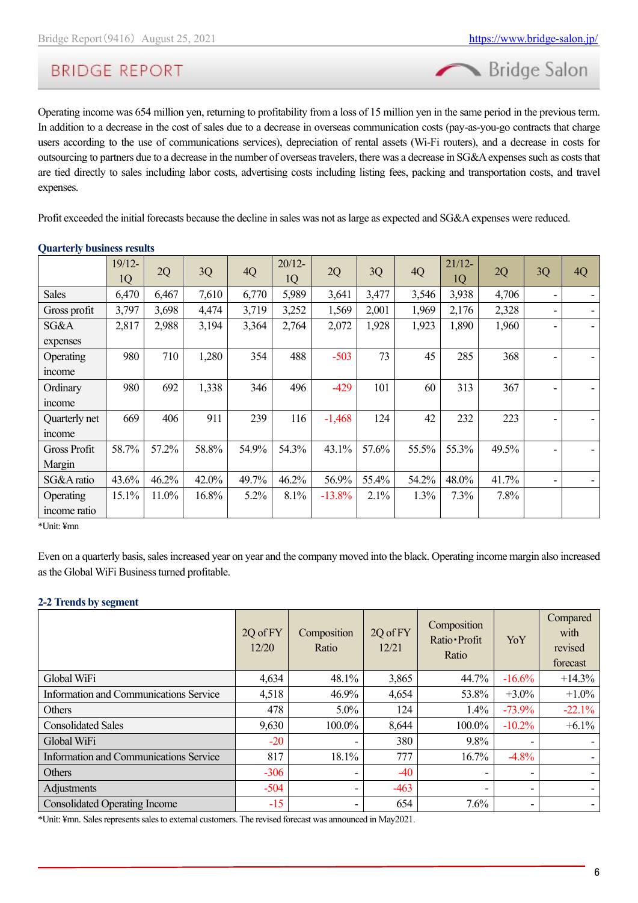Operating income was 654 million yen, returning to profitability from a loss of 15 million yen in the same period in the previous term. In addition to a decrease in the cost of sales due to a decrease in overseas communication costs (pay-as-you-go contracts that charge users according to the use of communications services), depreciation of rental assets (Wi-Fi routers), and a decrease in costs for outsourcing to partners due to a decrease in the number of overseas travelers, there was a decrease in SG&A expenses such as costs that are tied directly to sales including labor costs, advertising costs including listing fees, packing and transportation costs, and travel expenses.

Profit exceeded the initial forecasts because the decline in sales was not as large as expected and SG&A expenses were reduced.

**Quarterly business results**

| | 19/12-1Q | 2Q | 3Q | 4Q | 20/12-1Q | 2Q | 3Q | 4Q | 21/12-1Q | 2Q | 3Q | 4Q |
|---|---|---|---|---|---|---|---|---|---|---|---|---|
| Sales | 6,470 | 6,467 | 7,610 | 6,770 | 5,989 | 3,641 | 3,477 | 3,546 | 3,938 | 4,706 | - | - |
| Gross profit | 3,797 | 3,698 | 4,474 | 3,719 | 3,252 | 1,569 | 2,001 | 1,969 | 2,176 | 2,328 | - | - |
| SG&A expenses | 2,817 | 2,988 | 3,194 | 3,364 | 2,764 | 2,072 | 1,928 | 1,923 | 1,890 | 1,960 | - | - |
| Operating income | 980 | 710 | 1,280 | 354 | 488 | -503 | 73 | 45 | 285 | 368 | - | - |
| Ordinary income | 980 | 692 | 1,338 | 346 | 496 | -429 | 101 | 60 | 313 | 367 | - | - |
| Quarterly net income | 669 | 406 | 911 | 239 | 116 | -1,468 | 124 | 42 | 232 | 223 | - | - |
| Gross Profit Margin | 58.7% | 57.2% | 58.8% | 54.9% | 54.3% | 43.1% | 57.6% | 55.5% | 55.3% | 49.5% | - | - |
| SG&A ratio | 43.6% | 46.2% | 42.0% | 49.7% | 46.2% | 56.9% | 55.4% | 54.2% | 48.0% | 41.7% | - | - |
| Operating income ratio | 15.1% | 11.0% | 16.8% | 5.2% | 8.1% | -13.8% | 2.1% | 1.3% | 7.3% | 7.8% | | |

*Unit: ¥mn

Even on a quarterly basis, sales increased year on year and the company moved into the black. Operating income margin also increased as the Global WiFi Business turned profitable.

**2-2 Trends by segment**

| | 2Q of FY 12/20 | Composition Ratio | 2Q of FY 12/21 | Composition Ratio･Profit Ratio | YoY | Compared with revised forecast |
|---|---|---|---|---|---|---|
| Global WiFi | 4,634 | 48.1% | 3,865 | 44.7% | -16.6% | +14.3% |
| Information and Communications Service | 4,518 | 46.9% | 4,654 | 53.8% | +3.0% | +1.0% |
| Others | 478 | 5.0% | 124 | 1.4% | -73.9% | -22.1% |
| Consolidated Sales | 9,630 | 100.0% | 8,644 | 100.0% | -10.2% | +6.1% |
| Global WiFi | -20 | - | 380 | 9.8% | - | - |
| Information and Communications Service | 817 | 18.1% | 777 | 16.7% | -4.8% | - |
| Others | -306 | - | -40 | - | - | - |
| Adjustments | -504 | - | -463 | - | - | - |
| Consolidated Operating Income | -15 | - | 654 | 7.6% | - | - |

*Unit: ¥mn. Sales represents sales to external customers. The revised forecast was announced in May2021.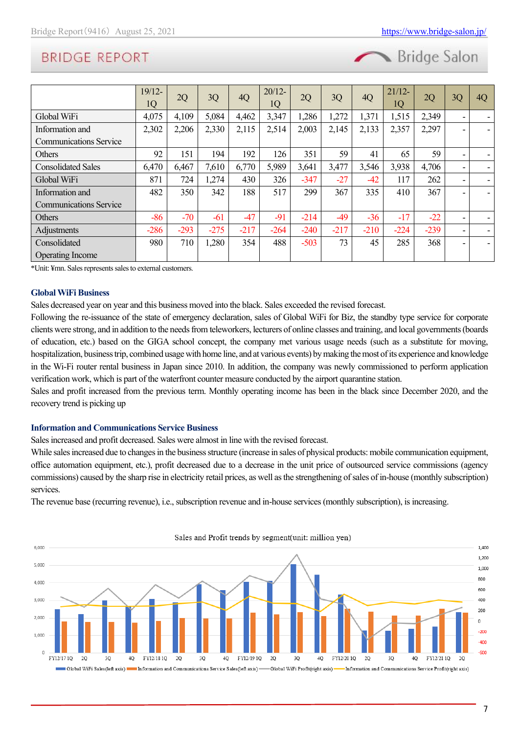| | 19/12-1Q | 2Q | 3Q | 4Q | 20/12-1Q | 2Q | 3Q | 4Q | 21/12-1Q | 2Q | 3Q | 4Q |
|---|---|---|---|---|---|---|---|---|---|---|---|---|
| Global WiFi | 4,075 | 4,109 | 5,084 | 4,462 | 3,347 | 1,286 | 1,272 | 1,371 | 1,515 | 2,349 | - | - |
| Information and Communications Service | 2,302 | 2,206 | 2,330 | 2,115 | 2,514 | 2,003 | 2,145 | 2,133 | 2,357 | 2,297 | - | - |
| Others | 92 | 151 | 194 | 192 | 126 | 351 | 59 | 41 | 65 | 59 | - | - |
| Consolidated Sales | 6,470 | 6,467 | 7,610 | 6,770 | 5,989 | 3,641 | 3,477 | 3,546 | 3,938 | 4,706 | - | - |
| Global WiFi | 871 | 724 | 1,274 | 430 | 326 | -347 | -27 | -42 | 117 | 262 | - | - |
| Information and Communications Service | 482 | 350 | 342 | 188 | 517 | 299 | 367 | 335 | 410 | 367 | - | - |
| Others | -86 | -70 | -61 | -47 | -91 | -214 | -49 | -36 | -17 | -22 | - | - |
| Adjustments | -286 | -293 | -275 | -217 | -264 | -240 | -217 | -210 | -224 | -239 | - | - |
| Consolidated Operating Income | 980 | 710 | 1,280 | 354 | 488 | -503 | 73 | 45 | 285 | 368 | - | - |

*Unit: ¥mn. Sales represents sales to external customers.

### Global WiFi Business

Sales decreased year on year and this business moved into the black. Sales exceeded the revised forecast.

Following the re-issuance of the state of emergency declaration, sales of Global WiFi for Biz, the standby type service for corporate clients were strong, and in addition to the needs from teleworkers, lecturers of online classes and training, and local governments (boards of education, etc.) based on the GIGA school concept, the company met various usage needs (such as a substitute for moving, hospitalization, business trip, combined usage with home line, and at various events) by making the most of its experience and knowledge in the Wi-Fi router rental business in Japan since 2010. In addition, the company was newly commissioned to perform application verification work, which is part of the waterfront counter measure conducted by the airport quarantine station.

Sales and profit increased from the previous term. Monthly operating income has been in the black since December 2020, and the recovery trend is picking up

### Information and Communications Service Business

Sales increased and profit decreased. Sales were almost in line with the revised forecast.

While sales increased due to changes in the business structure (increase in sales of physical products: mobile communication equipment, office automation equipment, etc.), profit decreased due to a decrease in the unit price of outsourced service commissions (agency commissions) caused by the sharp rise in electricity retail prices, as well as the strengthening of sales of in-house (monthly subscription) services.

The revenue base (recurring revenue), i.e., subscription revenue and in-house services (monthly subscription), is increasing.

Sales and Profit trends by segment(unit: million yen)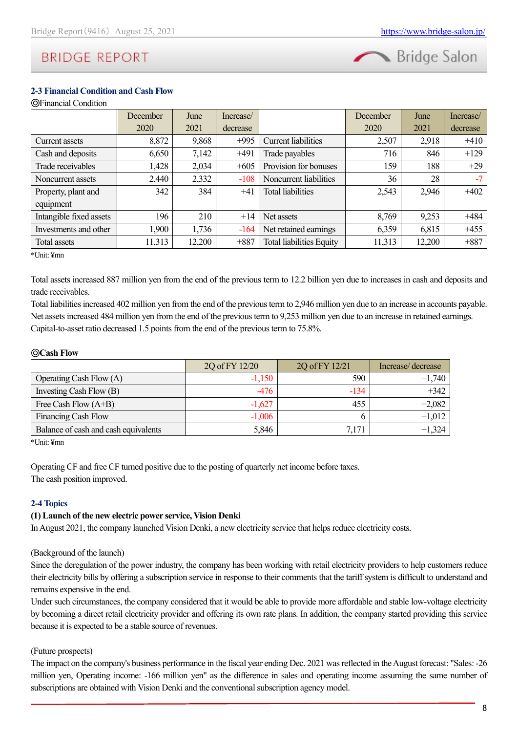### 2-3 Financial Condition and Cash Flow

◎Financial Condition

| | December 2020 | June 2021 | Increase/ decrease | | December 2020 | June 2021 | Increase/ decrease |
|---|---|---|---|---|---|---|---|
| Current assets | 8,872 | 9,868 | +995 | Current liabilities | 2,507 | 2,918 | +410 |
| Cash and deposits | 6,650 | 7,142 | +491 | Trade payables | 716 | 846 | +129 |
| Trade receivables | 1,428 | 2,034 | +605 | Provision for bonuses | 159 | 188 | +29 |
| Noncurrent assets | 2,440 | 2,332 | -108 | Noncurrent liabilities | 36 | 28 | -7 |
| Property, plant and equipment | 342 | 384 | +41 | Total liabilities | 2,543 | 2,946 | +402 |
| Intangible fixed assets | 196 | 210 | +14 | Net assets | 8,769 | 9,253 | +484 |
| Investments and other | 1,900 | 1,736 | -164 | Net retained earnings | 6,359 | 6,815 | +455 |
| Total assets | 11,313 | 12,200 | +887 | Total liabilities Equity | 11,313 | 12,200 | +887 |

*Unit: ¥mn

Total assets increased 887 million yen from the end of the previous term to 12.2 billion yen due to increases in cash and deposits and trade receivables.
Total liabilities increased 402 million yen from the end of the previous term to 2,946 million yen due to an increase in accounts payable.
Net assets increased 484 million yen from the end of the previous term to 9,253 million yen due to an increase in retained earnings.
Capital-to-asset ratio decreased 1.5 points from the end of the previous term to 75.8%.

**◎Cash Flow**

| | 2Q of FY 12/20 | 2Q of FY 12/21 | Increase/ decrease |
|---|---|---|---|
| Operating Cash Flow (A) | -1,150 | 590 | +1,740 |
| Investing Cash Flow (B) | -476 | -134 | +342 |
| Free Cash Flow (A+B) | -1,627 | 455 | +2,082 |
| Financing Cash Flow | -1,006 | 6 | +1,012 |
| Balance of cash and cash equivalents | 5,846 | 7,171 | +1,324 |

*Unit: ¥mn

Operating CF and free CF turned positive due to the posting of quarterly net income before taxes.
The cash position improved.

### 2-4 Topics

**(1) Launch of the new electric power service, Vision Denki**

In August 2021, the company launched Vision Denki, a new electricity service that helps reduce electricity costs.

(Background of the launch)

Since the deregulation of the power industry, the company has been working with retail electricity providers to help customers reduce their electricity bills by offering a subscription service in response to their comments that the tariff system is difficult to understand and remains expensive in the end.

Under such circumstances, the company considered that it would be able to provide more affordable and stable low-voltage electricity by becoming a direct retail electricity provider and offering its own rate plans. In addition, the company started providing this service because it is expected to be a stable source of revenues.

(Future prospects)

The impact on the company's business performance in the fiscal year ending Dec. 2021 was reflected in the August forecast: "Sales: -26 million yen, Operating income: -166 million yen" as the difference in sales and operating income assuming the same number of subscriptions are obtained with Vision Denki and the conventional subscription agency model.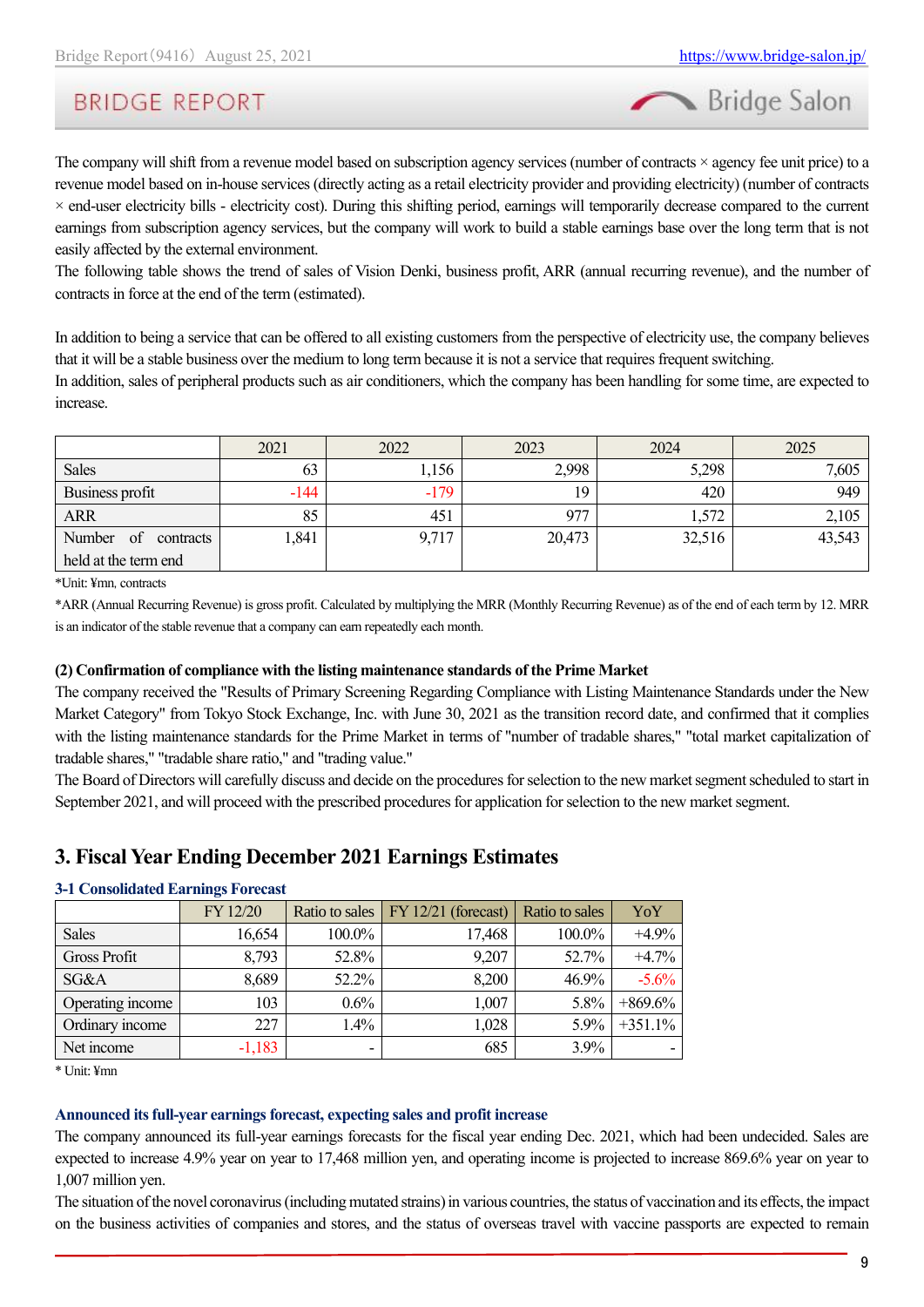The company will shift from a revenue model based on subscription agency services (number of contracts × agency fee unit price) to a revenue model based on in-house services (directly acting as a retail electricity provider and providing electricity) (number of contracts × end-user electricity bills - electricity cost). During this shifting period, earnings will temporarily decrease compared to the current earnings from subscription agency services, but the company will work to build a stable earnings base over the long term that is not easily affected by the external environment.
The following table shows the trend of sales of Vision Denki, business profit, ARR (annual recurring revenue), and the number of contracts in force at the end of the term (estimated).

In addition to being a service that can be offered to all existing customers from the perspective of electricity use, the company believes that it will be a stable business over the medium to long term because it is not a service that requires frequent switching.
In addition, sales of peripheral products such as air conditioners, which the company has been handling for some time, are expected to increase.

| | 2021 | 2022 | 2023 | 2024 | 2025 |
|---|---|---|---|---|---|
| Sales | 63 | 1,156 | 2,998 | 5,298 | 7,605 |
| Business profit | -144 | -179 | 19 | 420 | 949 |
| ARR | 85 | 451 | 977 | 1,572 | 2,105 |
| Number of contracts held at the term end | 1,841 | 9,717 | 20,473 | 32,516 | 43,543 |

*Unit: ¥mn, contracts

*ARR (Annual Recurring Revenue) is gross profit. Calculated by multiplying the MRR (Monthly Recurring Revenue) as of the end of each term by 12. MRR is an indicator of the stable revenue that a company can earn repeatedly each month.

**(2) Confirmation of compliance with the listing maintenance standards of the Prime Market**

The company received the "Results of Primary Screening Regarding Compliance with Listing Maintenance Standards under the New Market Category" from Tokyo Stock Exchange, Inc. with June 30, 2021 as the transition record date, and confirmed that it complies with the listing maintenance standards for the Prime Market in terms of "number of tradable shares," "total market capitalization of tradable shares," "tradable share ratio," and "trading value."
The Board of Directors will carefully discuss and decide on the procedures for selection to the new market segment scheduled to start in September 2021, and will proceed with the prescribed procedures for application for selection to the new market segment.

## 3. Fiscal Year Ending December 2021 Earnings Estimates

### 3-1 Consolidated Earnings Forecast

| | FY 12/20 | Ratio to sales | FY 12/21 (forecast) | Ratio to sales | YoY |
|---|---|---|---|---|---|
| Sales | 16,654 | 100.0% | 17,468 | 100.0% | +4.9% |
| Gross Profit | 8,793 | 52.8% | 9,207 | 52.7% | +4.7% |
| SG&A | 8,689 | 52.2% | 8,200 | 46.9% | -5.6% |
| Operating income | 103 | 0.6% | 1,007 | 5.8% | +869.6% |
| Ordinary income | 227 | 1.4% | 1,028 | 5.9% | +351.1% |
| Net income | -1,183 | - | 685 | 3.9% | - |

* Unit: ¥mn

**Announced its full-year earnings forecast, expecting sales and profit increase**

The company announced its full-year earnings forecasts for the fiscal year ending Dec. 2021, which had been undecided. Sales are expected to increase 4.9% year on year to 17,468 million yen, and operating income is projected to increase 869.6% year on year to 1,007 million yen.
The situation of the novel coronavirus (including mutated strains) in various countries, the status of vaccination and its effects, the impact on the business activities of companies and stores, and the status of overseas travel with vaccine passports are expected to remain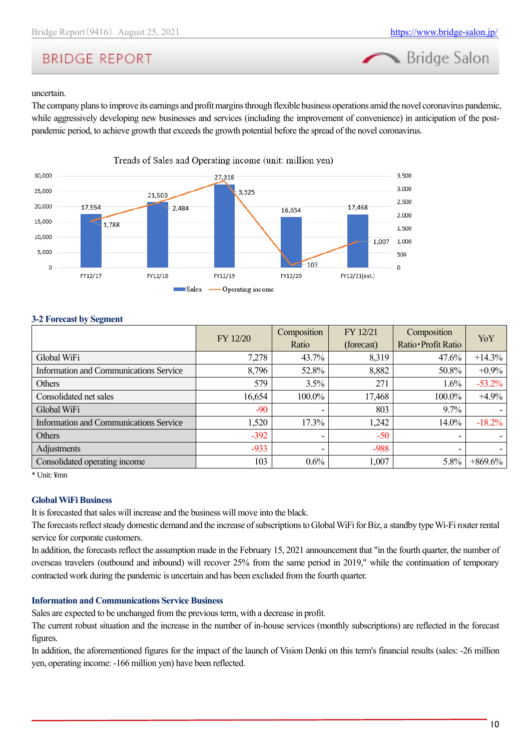uncertain.

The company plans to improve its earnings and profit margins through flexible business operations amid the novel coronavirus pandemic, while aggressively developing new businesses and services (including the improvement of convenience) in anticipation of the post-pandemic period, to achieve growth that exceeds the growth potential before the spread of the novel coronavirus.

Trends of Sales and Operating income (unit: million yen)

| | FY12/17 | FY12/18 | FY12/19 | FY12/20 | FY12/21(est.) |
|---|---|---|---|---|---|
| Sales | 17,554 | 21,503 | 27,318 | 16,654 | 17,468 |
| Operating income | 1,788 | 2,484 | 3,325 | 103 | 1,007 |

### 3-2 Forecast by Segment

| | FY 12/20 | Composition Ratio | FY 12/21 (forecast) | Composition Ratio･Profit Ratio | YoY |
|---|---|---|---|---|---|
| Global WiFi | 7,278 | 43.7% | 8,319 | 47.6% | +14.3% |
| Information and Communications Service | 8,796 | 52.8% | 8,882 | 50.8% | +0.9% |
| Others | 579 | 3.5% | 271 | 1.6% | -53.2% |
| Consolidated net sales | 16,654 | 100.0% | 17,468 | 100.0% | +4.9% |
| Global WiFi | -90 | - | 803 | 9.7% | - |
| Information and Communications Service | 1,520 | 17.3% | 1,242 | 14.0% | -18.2% |
| Others | -392 | - | -50 | - | - |
| Adjustments | -933 | - | -988 | - | - |
| Consolidated operating income | 103 | 0.6% | 1,007 | 5.8% | +869.6% |

* Unit: ¥mn

#### Global WiFi Business

It is forecasted that sales will increase and the business will move into the black.

The forecasts reflect steady domestic demand and the increase of subscriptions to Global WiFi for Biz, a standby type Wi-Fi router rental service for corporate customers.

In addition, the forecasts reflect the assumption made in the February 15, 2021 announcement that "in the fourth quarter, the number of overseas travelers (outbound and inbound) will recover 25% from the same period in 2019," while the continuation of temporary contracted work during the pandemic is uncertain and has been excluded from the fourth quarter.

#### Information and Communications Service Business

Sales are expected to be unchanged from the previous term, with a decrease in profit.

The current robust situation and the increase in the number of in-house services (monthly subscriptions) are reflected in the forecast figures.

In addition, the aforementioned figures for the impact of the launch of Vision Denki on this term's financial results (sales: -26 million yen, operating income: -166 million yen) have been reflected.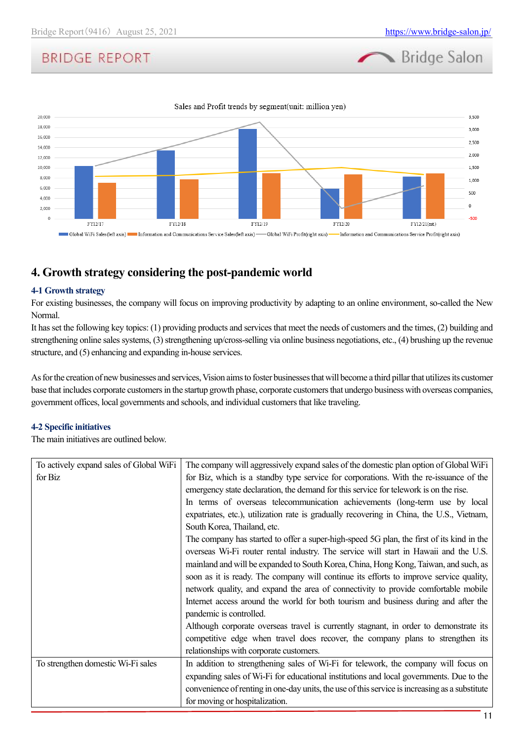Sales and Profit trends by segment(unit: million yen)

## 4. Growth strategy considering the post-pandemic world

### 4-1 Growth strategy

For existing businesses, the company will focus on improving productivity by adapting to an online environment, so-called the New Normal.

It has set the following key topics: (1) providing products and services that meet the needs of customers and the times, (2) building and strengthening online sales systems, (3) strengthening up/cross-selling via online business negotiations, etc., (4) brushing up the revenue structure, and (5) enhancing and expanding in-house services.

As for the creation of new businesses and services, Vision aims to foster businesses that will become a third pillar that utilizes its customer base that includes corporate customers in the startup growth phase, corporate customers that undergo business with overseas companies, government offices, local governments and schools, and individual customers that like traveling.

### 4-2 Specific initiatives

The main initiatives are outlined below.

| | |
|---|---|
| To actively expand sales of Global WiFi for Biz | The company will aggressively expand sales of the domestic plan option of Global WiFi for Biz, which is a standby type service for corporations. With the re-issuance of the emergency state declaration, the demand for this service for telework is on the rise.<br>In terms of overseas telecommunication achievements (long-term use by local expatriates, etc.), utilization rate is gradually recovering in China, the U.S., Vietnam, South Korea, Thailand, etc.<br>The company has started to offer a super-high-speed 5G plan, the first of its kind in the overseas Wi-Fi router rental industry. The service will start in Hawaii and the U.S. mainland and will be expanded to South Korea, China, Hong Kong, Taiwan, and such, as soon as it is ready. The company will continue its efforts to improve service quality, network quality, and expand the area of connectivity to provide comfortable mobile Internet access around the world for both tourism and business during and after the pandemic is controlled.<br>Although corporate overseas travel is currently stagnant, in order to demonstrate its competitive edge when travel does recover, the company plans to strengthen its relationships with corporate customers. |
| To strengthen domestic Wi-Fi sales | In addition to strengthening sales of Wi-Fi for telework, the company will focus on expanding sales of Wi-Fi for educational institutions and local governments. Due to the convenience of renting in one-day units, the use of this service is increasing as a substitute for moving or hospitalization. |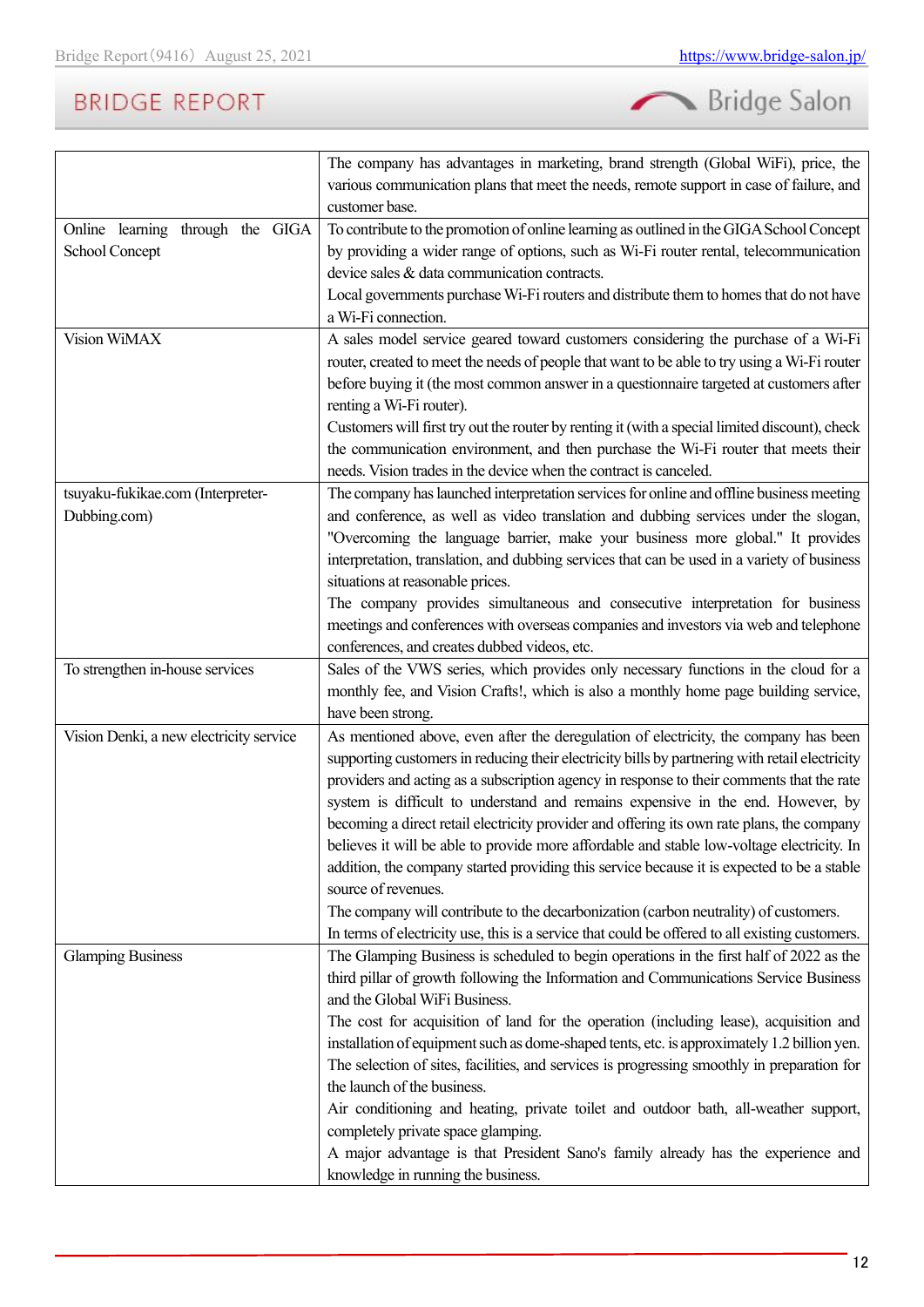| | |
|---|---|
| | The company has advantages in marketing, brand strength (Global WiFi), price, the various communication plans that meet the needs, remote support in case of failure, and customer base. |
| Online learning through the GIGA School Concept | To contribute to the promotion of online learning as outlined in the GIGA School Concept by providing a wider range of options, such as Wi-Fi router rental, telecommunication device sales & data communication contracts.<br>Local governments purchase Wi-Fi routers and distribute them to homes that do not have a Wi-Fi connection. |
| Vision WiMAX | A sales model service geared toward customers considering the purchase of a Wi-Fi router, created to meet the needs of people that want to be able to try using a Wi-Fi router before buying it (the most common answer in a questionnaire targeted at customers after renting a Wi-Fi router).<br>Customers will first try out the router by renting it (with a special limited discount), check the communication environment, and then purchase the Wi-Fi router that meets their needs. Vision trades in the device when the contract is canceled. |
| tsuyaku-fukikae.com (Interpreter-Dubbing.com) | The company has launched interpretation services for online and offline business meeting and conference, as well as video translation and dubbing services under the slogan, "Overcoming the language barrier, make your business more global." It provides interpretation, translation, and dubbing services that can be used in a variety of business situations at reasonable prices.<br>The company provides simultaneous and consecutive interpretation for business meetings and conferences with overseas companies and investors via web and telephone conferences, and creates dubbed videos, etc. |
| To strengthen in-house services | Sales of the VWS series, which provides only necessary functions in the cloud for a monthly fee, and Vision Crafts!, which is also a monthly home page building service, have been strong. |
| Vision Denki, a new electricity service | As mentioned above, even after the deregulation of electricity, the company has been supporting customers in reducing their electricity bills by partnering with retail electricity providers and acting as a subscription agency in response to their comments that the rate system is difficult to understand and remains expensive in the end. However, by becoming a direct retail electricity provider and offering its own rate plans, the company believes it will be able to provide more affordable and stable low-voltage electricity. In addition, the company started providing this service because it is expected to be a stable source of revenues.<br>The company will contribute to the decarbonization (carbon neutrality) of customers.<br>In terms of electricity use, this is a service that could be offered to all existing customers. |
| Glamping Business | The Glamping Business is scheduled to begin operations in the first half of 2022 as the third pillar of growth following the Information and Communications Service Business and the Global WiFi Business.<br>The cost for acquisition of land for the operation (including lease), acquisition and installation of equipment such as dome-shaped tents, etc. is approximately 1.2 billion yen.<br>The selection of sites, facilities, and services is progressing smoothly in preparation for the launch of the business.<br>Air conditioning and heating, private toilet and outdoor bath, all-weather support, completely private space glamping.<br>A major advantage is that President Sano's family already has the experience and knowledge in running the business. |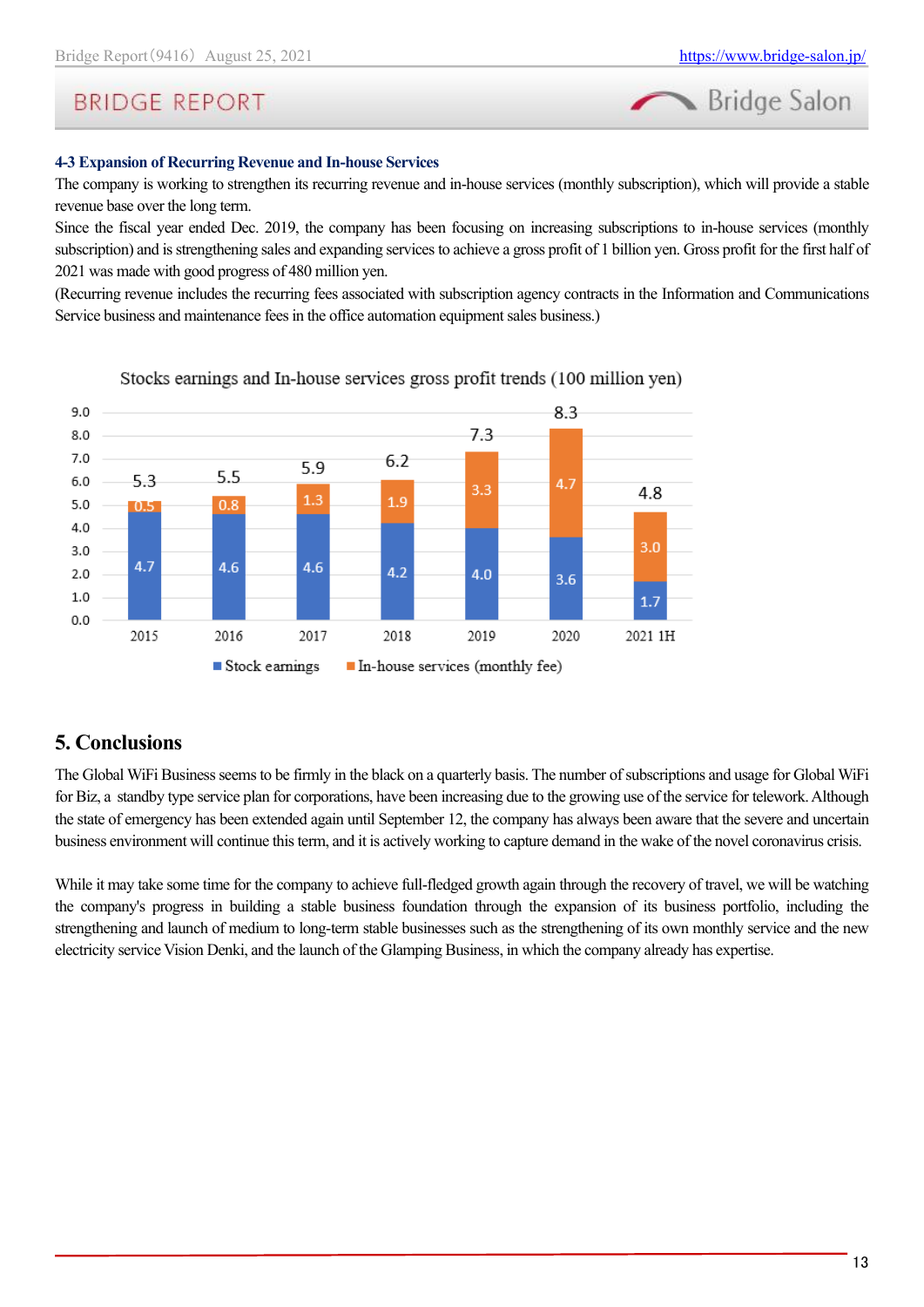#### 4-3 Expansion of Recurring Revenue and In-house Services

The company is working to strengthen its recurring revenue and in-house services (monthly subscription), which will provide a stable revenue base over the long term.

Since the fiscal year ended Dec. 2019, the company has been focusing on increasing subscriptions to in-house services (monthly subscription) and is strengthening sales and expanding services to achieve a gross profit of 1 billion yen. Gross profit for the first half of 2021 was made with good progress of 480 million yen.

(Recurring revenue includes the recurring fees associated with subscription agency contracts in the Information and Communications Service business and maintenance fees in the office automation equipment sales business.)

Stocks earnings and In-house services gross profit trends (100 million yen)

| | 2015 | 2016 | 2017 | 2018 | 2019 | 2020 | 2021 1H |
|---|---|---|---|---|---|---|---|
| Stock earnings | 4.7 | 4.6 | 4.6 | 4.2 | 4.0 | 3.6 | 1.7 |
| In-house services (monthly fee) | 0.5 | 0.8 | 1.3 | 1.9 | 3.3 | 4.7 | 3.0 |
| Total | 5.3 | 5.5 | 5.9 | 6.2 | 7.3 | 8.3 | 4.8 |

## 5. Conclusions

The Global WiFi Business seems to be firmly in the black on a quarterly basis. The number of subscriptions and usage for Global WiFi for Biz, a standby type service plan for corporations, have been increasing due to the growing use of the service for telework. Although the state of emergency has been extended again until September 12, the company has always been aware that the severe and uncertain business environment will continue this term, and it is actively working to capture demand in the wake of the novel coronavirus crisis.

While it may take some time for the company to achieve full-fledged growth again through the recovery of travel, we will be watching the company's progress in building a stable business foundation through the expansion of its business portfolio, including the strengthening and launch of medium to long-term stable businesses such as the strengthening of its own monthly service and the new electricity service Vision Denki, and the launch of the Glamping Business, in which the company already has expertise.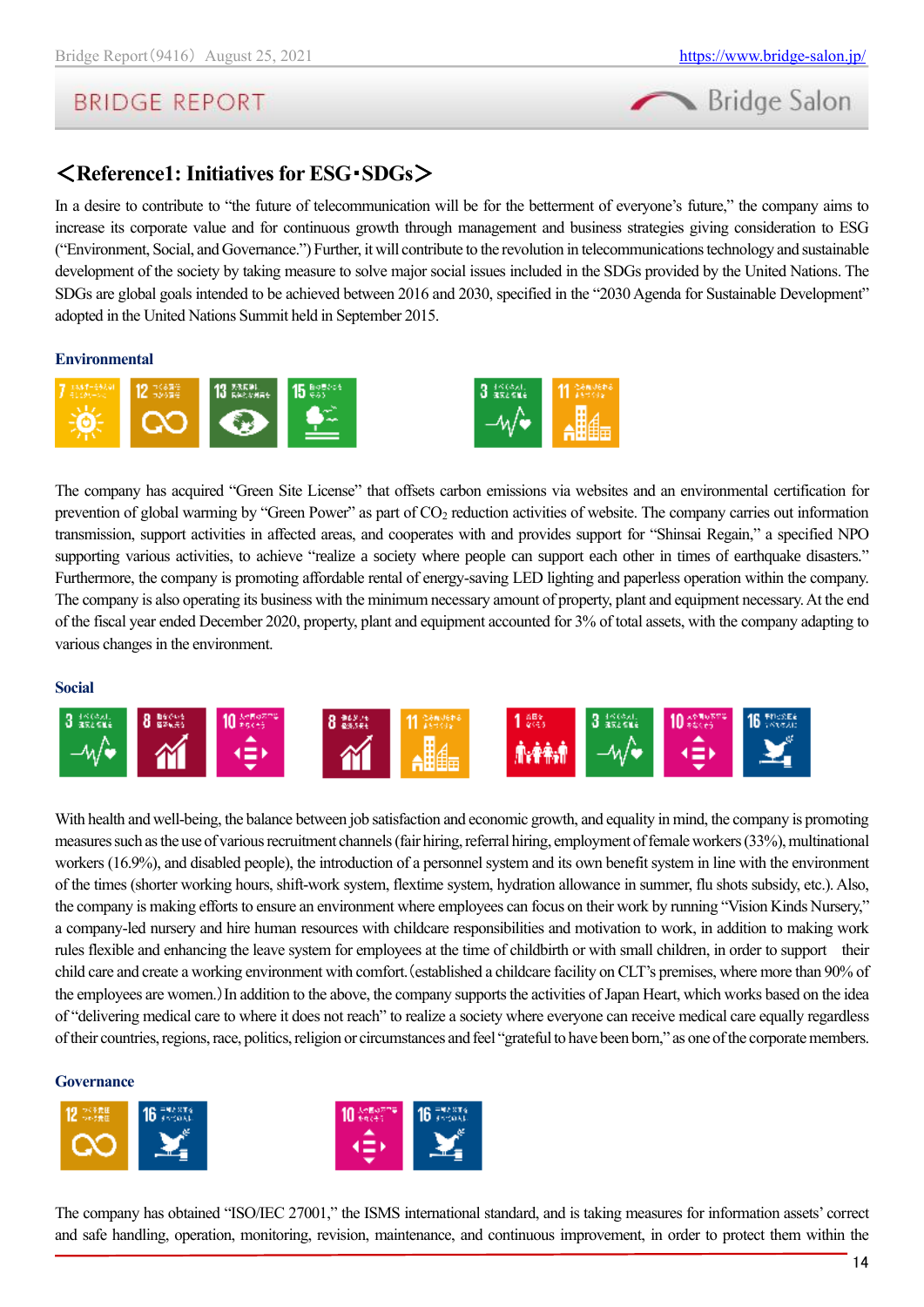## ＜Reference1: Initiatives for ESG･SDGs＞

In a desire to contribute to "the future of telecommunication will be for the betterment of everyone's future," the company aims to increase its corporate value and for continuous growth through management and business strategies giving consideration to ESG ("Environment, Social, and Governance.") Further, it will contribute to the revolution in telecommunications technology and sustainable development of the society by taking measure to solve major social issues included in the SDGs provided by the United Nations. The SDGs are global goals intended to be achieved between 2016 and 2030, specified in the "2030 Agenda for Sustainable Development" adopted in the United Nations Summit held in September 2015.

### Environmental

The company has acquired "Green Site License" that offsets carbon emissions via websites and an environmental certification for prevention of global warming by "Green Power" as part of $CO_2$ reduction activities of website. The company carries out information transmission, support activities in affected areas, and cooperates with and provides support for "Shinsai Regain," a specified NPO supporting various activities, to achieve "realize a society where people can support each other in times of earthquake disasters." Furthermore, the company is promoting affordable rental of energy-saving LED lighting and paperless operation within the company. The company is also operating its business with the minimum necessary amount of property, plant and equipment necessary. At the end of the fiscal year ended December 2020, property, plant and equipment accounted for 3% of total assets, with the company adapting to various changes in the environment.

### Social

With health and well-being, the balance between job satisfaction and economic growth, and equality in mind, the company is promoting measures such as the use of various recruitment channels (fair hiring, referral hiring, employment of female workers (33%), multinational workers (16.9%), and disabled people), the introduction of a personnel system and its own benefit system in line with the environment of the times (shorter working hours, shift-work system, flextime system, hydration allowance in summer, flu shots subsidy, etc.). Also, the company is making efforts to ensure an environment where employees can focus on their work by running "Vision Kinds Nursery," a company-led nursery and hire human resources with childcare responsibilities and motivation to work, in addition to making work rules flexible and enhancing the leave system for employees at the time of childbirth or with small children, in order to support their child care and create a working environment with comfort.（established a childcare facility on CLT's premises, where more than 90% of the employees are women.）In addition to the above, the company supports the activities of Japan Heart, which works based on the idea of "delivering medical care to where it does not reach" to realize a society where everyone can receive medical care equally regardless of their countries, regions, race, politics, religion or circumstances and feel "grateful to have been born," as one of the corporate members.

### Governance

The company has obtained "ISO/IEC 27001," the ISMS international standard, and is taking measures for information assets' correct and safe handling, operation, monitoring, revision, maintenance, and continuous improvement, in order to protect them within the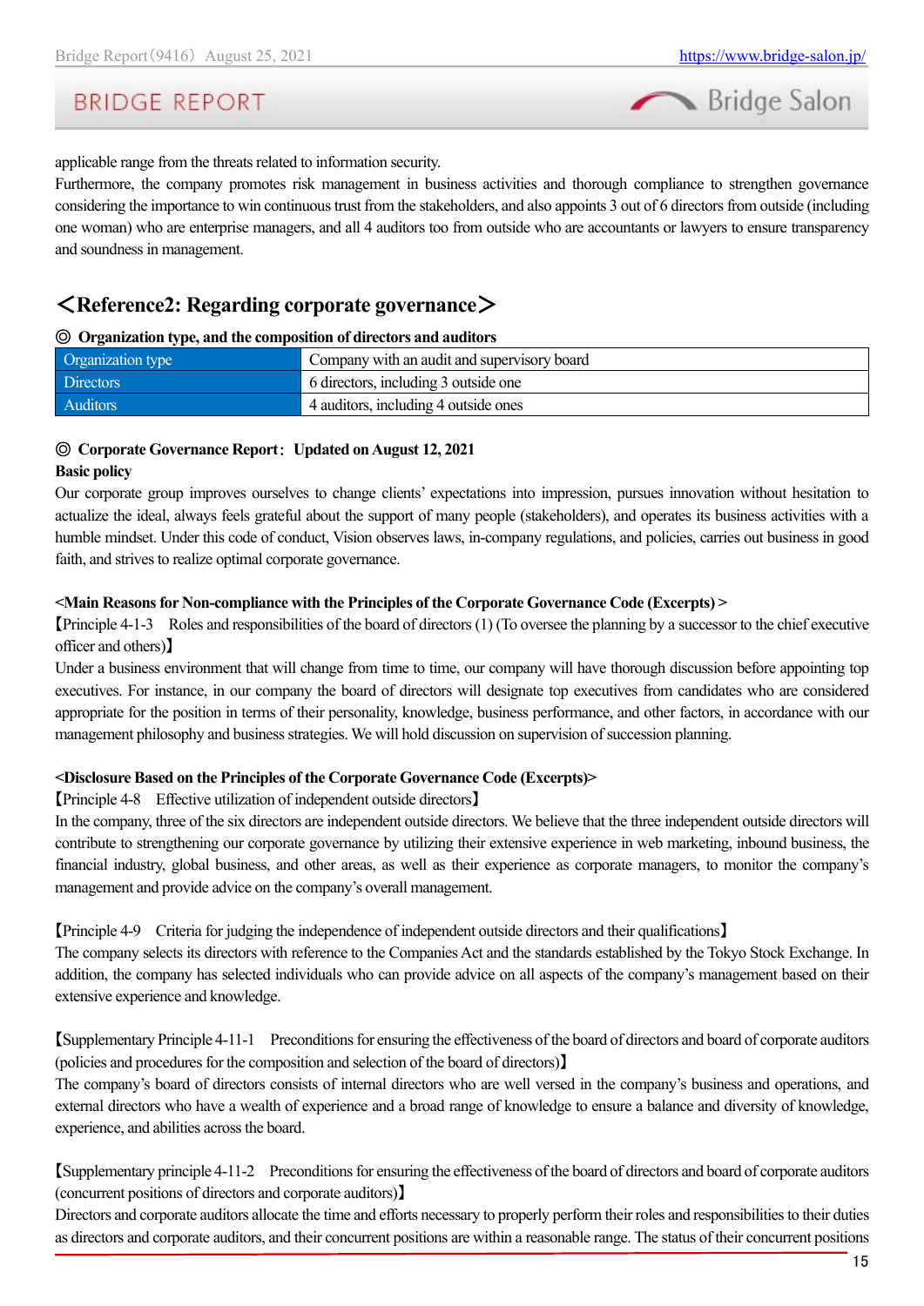applicable range from the threats related to information security.

Furthermore, the company promotes risk management in business activities and thorough compliance to strengthen governance considering the importance to win continuous trust from the stakeholders, and also appoints 3 out of 6 directors from outside (including one woman) who are enterprise managers, and all 4 auditors too from outside who are accountants or lawyers to ensure transparency and soundness in management.

## ＜Reference2: Regarding corporate governance＞

**◎ Organization type, and the composition of directors and auditors**

| Organization type | Company with an audit and supervisory board |
|---|---|
| Directors | 6 directors, including 3 outside one |
| Auditors | 4 auditors, including 4 outside ones |

**◎ Corporate Governance Report：Updated on August 12, 2021**

**Basic policy**

Our corporate group improves ourselves to change clients' expectations into impression, pursues innovation without hesitation to actualize the ideal, always feels grateful about the support of many people (stakeholders), and operates its business activities with a humble mindset. Under this code of conduct, Vision observes laws, in-company regulations, and policies, carries out business in good faith, and strives to realize optimal corporate governance.

**<Main Reasons for Non-compliance with the Principles of the Corporate Governance Code (Excerpts) >**

【Principle 4-1-3　Roles and responsibilities of the board of directors (1) (To oversee the planning by a successor to the chief executive officer and others)】

Under a business environment that will change from time to time, our company will have thorough discussion before appointing top executives. For instance, in our company the board of directors will designate top executives from candidates who are considered appropriate for the position in terms of their personality, knowledge, business performance, and other factors, in accordance with our management philosophy and business strategies. We will hold discussion on supervision of succession planning.

**<Disclosure Based on the Principles of the Corporate Governance Code (Excerpts)>**

【Principle 4-8　Effective utilization of independent outside directors】

In the company, three of the six directors are independent outside directors. We believe that the three independent outside directors will contribute to strengthening our corporate governance by utilizing their extensive experience in web marketing, inbound business, the financial industry, global business, and other areas, as well as their experience as corporate managers, to monitor the company's management and provide advice on the company's overall management.

【Principle 4-9　Criteria for judging the independence of independent outside directors and their qualifications】

The company selects its directors with reference to the Companies Act and the standards established by the Tokyo Stock Exchange. In addition, the company has selected individuals who can provide advice on all aspects of the company's management based on their extensive experience and knowledge.

【Supplementary Principle 4-11-1　Preconditions for ensuring the effectiveness of the board of directors and board of corporate auditors (policies and procedures for the composition and selection of the board of directors)】

The company's board of directors consists of internal directors who are well versed in the company's business and operations, and external directors who have a wealth of experience and a broad range of knowledge to ensure a balance and diversity of knowledge, experience, and abilities across the board.

【Supplementary principle 4-11-2　Preconditions for ensuring the effectiveness of the board of directors and board of corporate auditors (concurrent positions of directors and corporate auditors)】

Directors and corporate auditors allocate the time and efforts necessary to properly perform their roles and responsibilities to their duties as directors and corporate auditors, and their concurrent positions are within a reasonable range. The status of their concurrent positions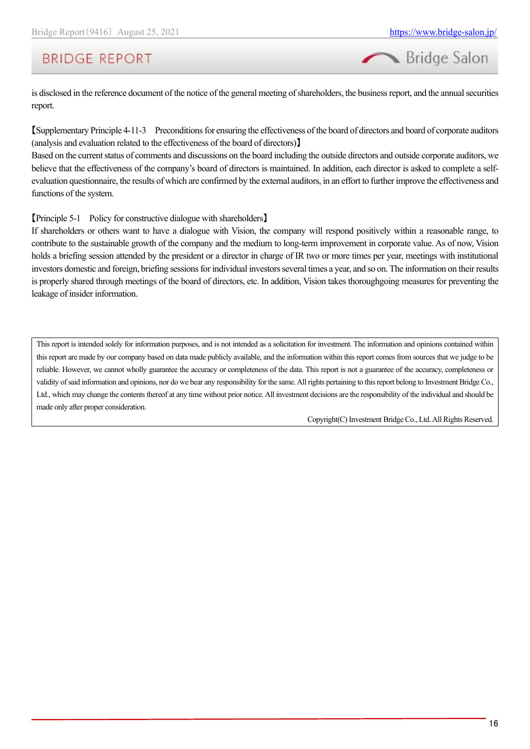is disclosed in the reference document of the notice of the general meeting of shareholders, the business report, and the annual securities report.

【Supplementary Principle 4-11-3　Preconditions for ensuring the effectiveness of the board of directors and board of corporate auditors (analysis and evaluation related to the effectiveness of the board of directors)】

Based on the current status of comments and discussions on the board including the outside directors and outside corporate auditors, we believe that the effectiveness of the company's board of directors is maintained. In addition, each director is asked to complete a self-evaluation questionnaire, the results of which are confirmed by the external auditors, in an effort to further improve the effectiveness and functions of the system.

【Principle 5-1　Policy for constructive dialogue with shareholders】

If shareholders or others want to have a dialogue with Vision, the company will respond positively within a reasonable range, to contribute to the sustainable growth of the company and the medium to long-term improvement in corporate value. As of now, Vision holds a briefing session attended by the president or a director in charge of IR two or more times per year, meetings with institutional investors domestic and foreign, briefing sessions for individual investors several times a year, and so on. The information on their results is properly shared through meetings of the board of directors, etc. In addition, Vision takes thoroughgoing measures for preventing the leakage of insider information.

This report is intended solely for information purposes, and is not intended as a solicitation for investment. The information and opinions contained within this report are made by our company based on data made publicly available, and the information within this report comes from sources that we judge to be reliable. However, we cannot wholly guarantee the accuracy or completeness of the data. This report is not a guarantee of the accuracy, completeness or validity of said information and opinions, nor do we bear any responsibility for the same. All rights pertaining to this report belong to Investment Bridge Co., Ltd., which may change the contents thereof at any time without prior notice. All investment decisions are the responsibility of the individual and should be made only after proper consideration.

Copyright(C) Investment Bridge Co., Ltd. All Rights Reserved.